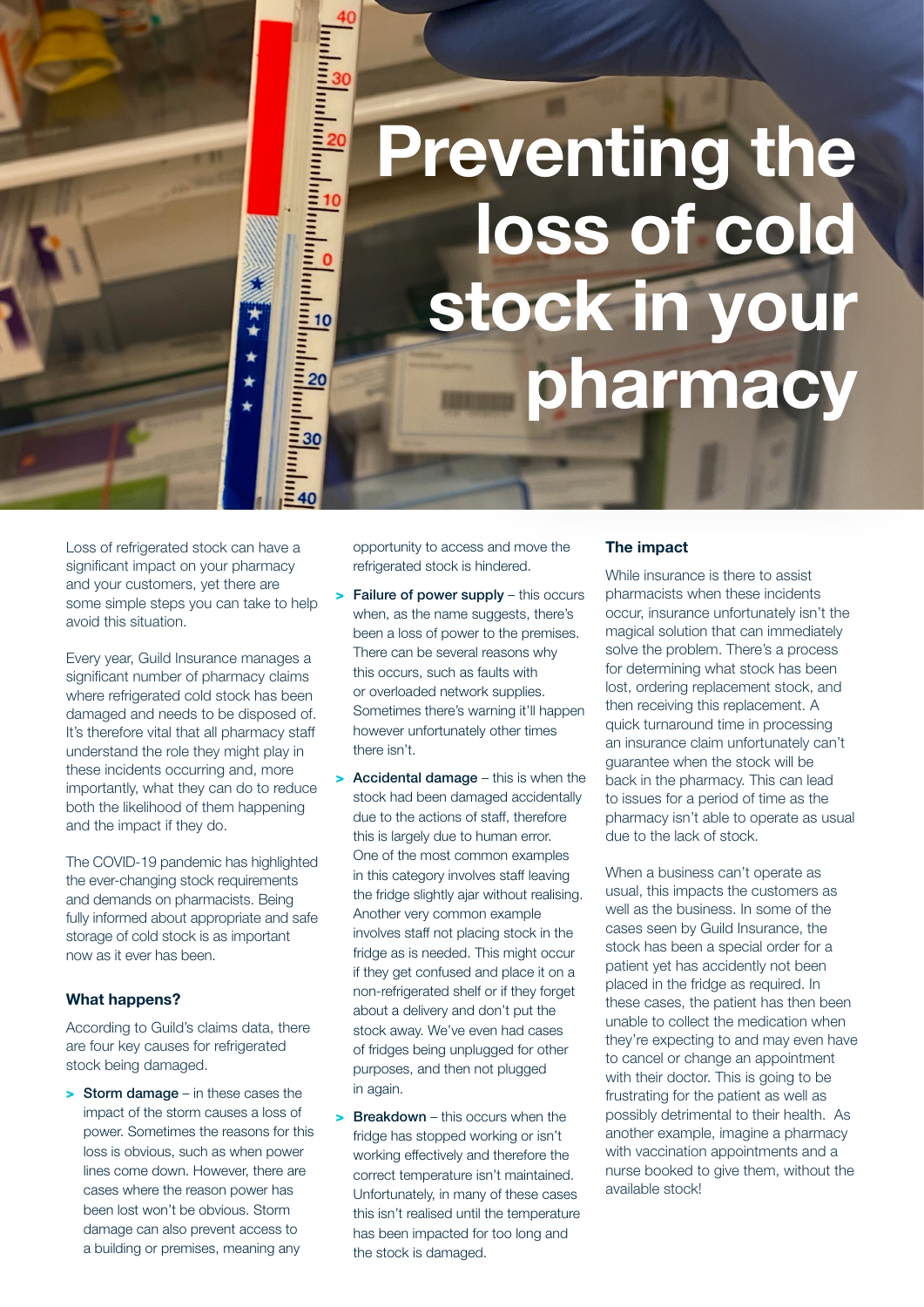# Preventing the loss of cold stock in your pharmacy

Loss of refrigerated stock can have a significant impact on your pharmacy and your customers, yet there are some simple steps you can take to help avoid this situation.

Every year, Guild Insurance manages a significant number of pharmacy claims where refrigerated cold stock has been damaged and needs to be disposed of. It's therefore vital that all pharmacy staff understand the role they might play in these incidents occurring and, more importantly, what they can do to reduce both the likelihood of them happening and the impact if they do.

The COVID-19 pandemic has highlighted the ever-changing stock requirements and demands on pharmacists. Being fully informed about appropriate and safe storage of cold stock is as important now as it ever has been.

### What happens?

According to Guild's claims data, there are four key causes for refrigerated stock being damaged.

- **Storm damage** – in these cases the impact of the storm causes a loss of power. Sometimes the reasons for this loss is obvious, such as when power lines come down. However, there are cases where the reason power has been lost won't be obvious. Storm damage can also prevent access to a building or premises, meaning any opportunity to access and move the refrigerated stock is hindered.
- **Failure of power supply** – this occurs when, as the name suggests, there's been a loss of power to the premises. There can be several reasons why this occurs, such as faults with or overloaded network supplies. Sometimes there's warning it'll happen however unfortunately other times there isn't.
- **Accidental damage** – this is when the stock had been damaged accidentally due to the actions of staff, therefore this is largely due to human error. One of the most common examples in this category involves staff leaving the fridge slightly ajar without realising. Another very common example involves staff not placing stock in the fridge as is needed. This might occur if they get confused and place it on a non-refrigerated shelf or if they forget about a delivery and don't put the stock away. We've even had cases of fridges being unplugged for other purposes, and then not plugged in again.
- **Breakdown** – this occurs when the fridge has stopped working or isn't working effectively and therefore the correct temperature isn't maintained. Unfortunately, in many of these cases this isn't realised until the temperature has been impacted for too long and the stock is damaged.

### The impact

While insurance is there to assist pharmacists when these incidents occur, insurance unfortunately isn't the magical solution that can immediately solve the problem. There's a process for determining what stock has been lost, ordering replacement stock, and then receiving this replacement. A quick turnaround time in processing an insurance claim unfortunately can't guarantee when the stock will be back in the pharmacy. This can lead to issues for a period of time as the pharmacy isn't able to operate as usual due to the lack of stock.

When a business can't operate as usual, this impacts the customers as well as the business. In some of the cases seen by Guild Insurance, the stock has been a special order for a patient yet has accidently not been placed in the fridge as required. In these cases, the patient has then been unable to collect the medication when they're expecting to and may even have to cancel or change an appointment with their doctor. This is going to be frustrating for the patient as well as possibly detrimental to their health. As another example, imagine a pharmacy with vaccination appointments and a nurse booked to give them, without the available stock!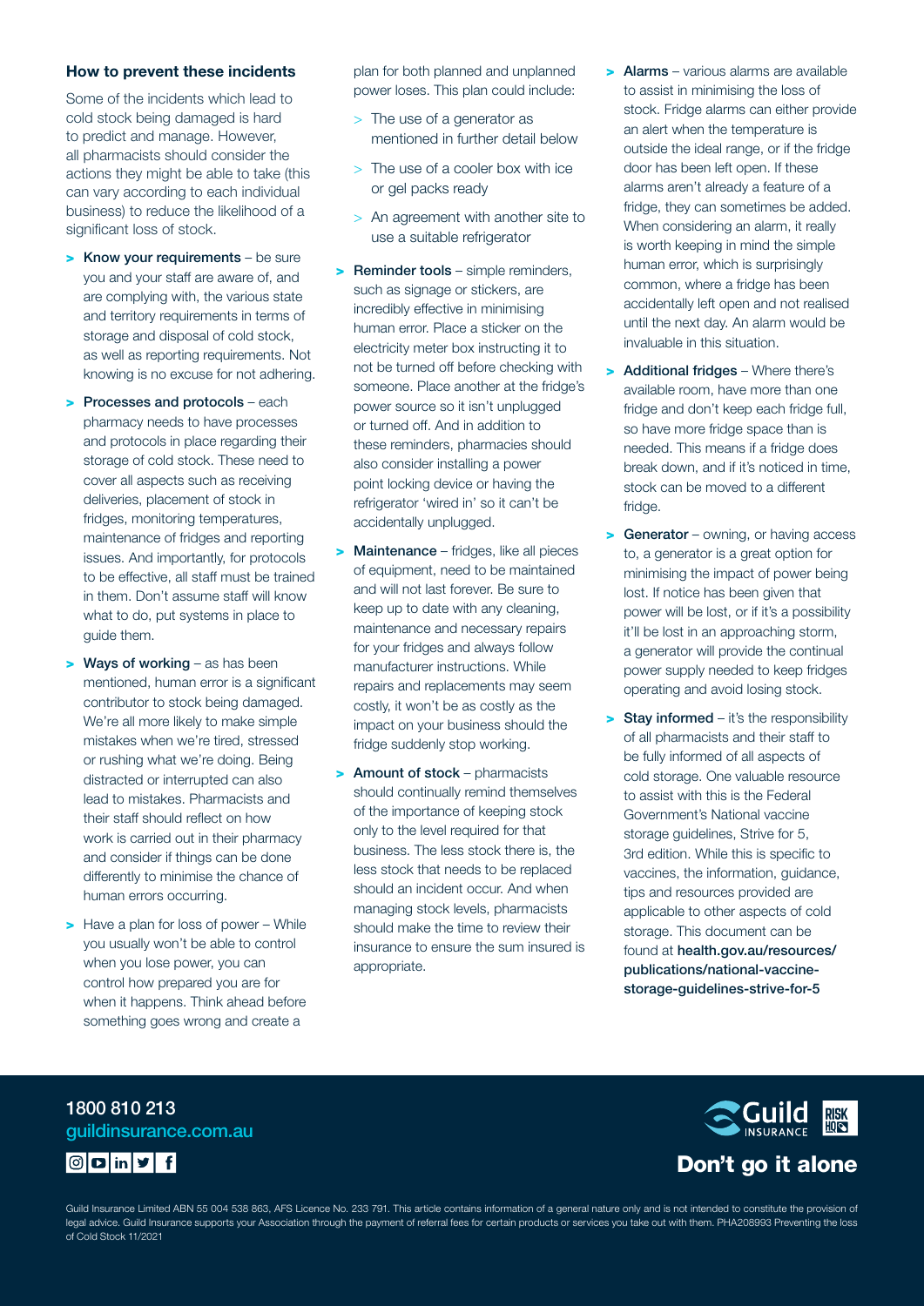## How to prevent these incidents

Some of the incidents which lead to cold stock being damaged is hard to predict and manage. However, all pharmacists should consider the actions they might be able to take (this can vary according to each individual business) to reduce the likelihood of a significant loss of stock.

- **Know your requirements** – be sure you and your staff are aware of, and are complying with, the various state and territory requirements in terms of storage and disposal of cold stock, as well as reporting requirements. Not knowing is no excuse for not adhering.
- **Processes and protocols** – each pharmacy needs to have processes and protocols in place regarding their storage of cold stock. These need to cover all aspects such as receiving deliveries, placement of stock in fridges, monitoring temperatures, maintenance of fridges and reporting issues. And importantly, for protocols to be effective, all staff must be trained in them. Don't assume staff will know what to do, put systems in place to guide them.
- **Ways of working** – as has been mentioned, human error is a significant contributor to stock being damaged. We're all more likely to make simple mistakes when we're tired, stressed or rushing what we're doing. Being distracted or interrupted can also lead to mistakes. Pharmacists and their staff should reflect on how work is carried out in their pharmacy and consider if things can be done differently to minimise the chance of human errors occurring.
- Have a plan for loss of power – While you usually won't be able to control when you lose power, you can control how prepared you are for when it happens. Think ahead before something goes wrong and create a plan for both planned and unplanned power loses. This plan could include:
  - The use of a generator as mentioned in further detail below
  - The use of a cooler box with ice or gel packs ready
  - An agreement with another site to use a suitable refrigerator
- **Reminder tools** – simple reminders, such as signage or stickers, are incredibly effective in minimising human error. Place a sticker on the electricity meter box instructing it to not be turned off before checking with someone. Place another at the fridge's power source so it isn't unplugged or turned off. And in addition to these reminders, pharmacies should also consider installing a power point locking device or having the refrigerator 'wired in' so it can't be accidentally unplugged.
- **Maintenance** – fridges, like all pieces of equipment, need to be maintained and will not last forever. Be sure to keep up to date with any cleaning, maintenance and necessary repairs for your fridges and always follow manufacturer instructions. While repairs and replacements may seem costly, it won't be as costly as the impact on your business should the fridge suddenly stop working.
- **Amount of stock** – pharmacists should continually remind themselves of the importance of keeping stock only to the level required for that business. The less stock there is, the less stock that needs to be replaced should an incident occur. And when managing stock levels, pharmacists should make the time to review their insurance to ensure the sum insured is appropriate.
- **Alarms** – various alarms are available to assist in minimising the loss of stock. Fridge alarms can either provide an alert when the temperature is outside the ideal range, or if the fridge door has been left open. If these alarms aren't already a feature of a fridge, they can sometimes be added. When considering an alarm, it really is worth keeping in mind the simple human error, which is surprisingly common, where a fridge has been accidentally left open and not realised until the next day. An alarm would be invaluable in this situation.
- **Additional fridges** – Where there's available room, have more than one fridge and don't keep each fridge full, so have more fridge space than is needed. This means if a fridge does break down, and if it's noticed in time, stock can be moved to a different fridge.
- **Generator** – owning, or having access to, a generator is a great option for minimising the impact of power being lost. If notice has been given that power will be lost, or if it's a possibility it'll be lost in an approaching storm, a generator will provide the continual power supply needed to keep fridges operating and avoid losing stock.
- **Stay informed** – it's the responsibility of all pharmacists and their staff to be fully informed of all aspects of cold storage. One valuable resource to assist with this is the Federal Government's National vaccine storage guidelines, Strive for 5, 3rd edition. While this is specific to vaccines, the information, guidance, tips and resources provided are applicable to other aspects of cold storage. This document can be found at **health.gov.au/resources/publications/national-vaccine-storage-guidelines-strive-for-5**

1800 810 213
guildinsurance.com.au

Don't go it alone

Guild Insurance Limited ABN 55 004 538 863, AFS Licence No. 233 791. This article contains information of a general nature only and is not intended to constitute the provision of legal advice. Guild Insurance supports your Association through the payment of referral fees for certain products or services you take out with them. PHA208993 Preventing the loss of Cold Stock 11/2021